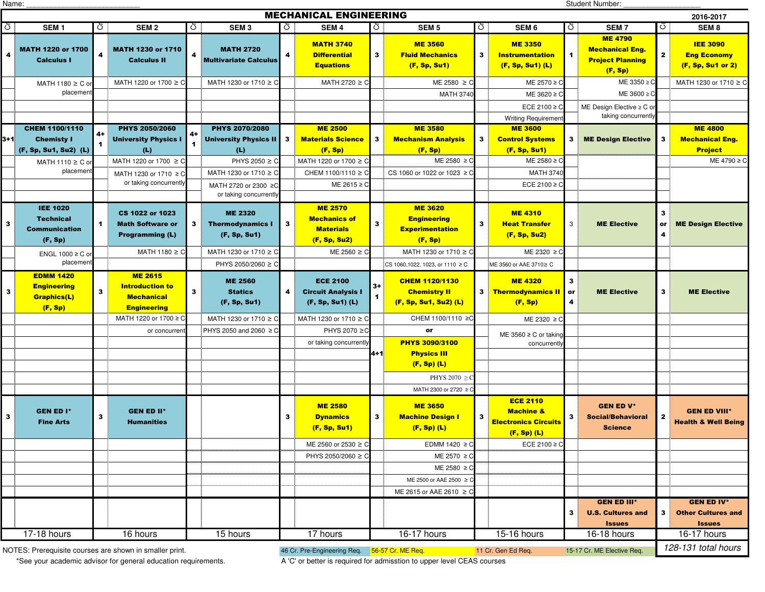Name: ___________________________ Student Number: ____________________

# MECHANICAL ENGINEERING

2016-2017

| Cr | SEM 1 | Cr | SEM 2 | Cr | SEM 3 | Cr | SEM 4 | Cr | SEM 5 | Cr | SEM 6 | Cr | SEM 7 | Cr | SEM 8 |
|---|---|---|---|---|---|---|---|---|---|---|---|---|---|---|---|
| 4 | **MATH 1220 or 1700 Calculus I** | 4 | **MATH 1230 or 1710 Calculus II** | 4 | **MATH 2720 Multivariate Calculus** | 4 | **MATH 3740 Differential Equations** | 3 | **ME 3560 Fluid Mechanics (F, Sp, Su1)** | 3 | **ME 3350 Instrumentation (F, Sp, Su1) (L)** | 1 | **ME 4790 Mechanical Eng. Project Planning (F, Sp)** | 2 | **IEE 3090 Eng Economy (F, Sp, Su1 or 2)** |
| | MATH 1180 ≥ C or placement | | MATH 1220 or 1700 ≥ C | | MATH 1230 or 1710 ≥ C | | MATH 2720 ≥ C | | ME 2580 ≥ C; MATH 3740 | | ME 2570 ≥ C; ME 3620 ≥ C; ECE 2100 ≥ C; Writing Requirement | | ME 3350 ≥ C; ME 3600 ≥ C; ME Design Elective ≥ C or taking concurrently | | MATH 1230 or 1710 ≥ C |
| 3+1 | **CHEM 1100/1110 Chemistry I (F, Sp, Su1, Su2) (L)** | 4+1 | **PHYS 2050/2060 University Physics I (L)** | 4+1 | **PHYS 2070/2080 University Physics II (L)** | 3 | **ME 2500 Materials Science (F, Sp)** | 3 | **ME 3580 Mechanism Analysis (F, Sp)** | 3 | **ME 3600 Control Systems (F, Sp, Su1)** | 3 | **ME Design Elective** | 3 | **ME 4800 Mechanical Eng. Project** |
| | MATH 1110 ≥ C or placement | | MATH 1220 or 1700 ≥ C; MATH 1230 or 1710 ≥ C or taking concurrently | | PHYS 2050 ≥ C; MATH 1230 or 1710 ≥ C; MATH 2720 or 2300 ≥C or taking concurrently | | MATH 1220 or 1700 ≥ C; CHEM 1100/1110 ≥ C; ME 2615 ≥ C | | ME 2580 ≥ C; CS 1060 or 1022 or 1023 ≥ C | | ME 2580 ≥ C; MATH 3740; ECE 2100 ≥ C | | | | ME 4790 ≥ C |
| 3 | **IEE 1020 Technical Communication (F, Sp)** | 1 | **CS 1022 or 1023 Math Software or Programming (L)** | 3 | **ME 2320 Thermodynamics I (F, Sp, Su1)** | 3 | **ME 2570 Mechanics of Materials (F, Sp, Su2)** | 3 | **ME 3620 Engineering Experimentation (F, Sp)** | 3 | **ME 4310 Heat Transfer (F, Sp, Su2)** | 3 | **ME Elective** | 3 or 4 | **ME Design Elective** |
| | ENGL 1000 ≥ C or placement | | MATH 1180 ≥ C | | MATH 1230 or 1710 ≥ C; PHYS 2050/2060 ≥ C | | ME 2560 ≥ C | | MATH 1230 or 1710 ≥ C; CS 1060,1022, 1023, or 1110 ≥ C | | ME 2320 ≥ C; ME 3560 or AAE 3710≥ C | | | | |
| 3 | **EDMM 1420 Engineering Graphics(L) (F, Sp)** | 3 | **ME 2615 Introduction to Mechanical Engineering** | 3 | **ME 2560 Statics (F, Sp, Su1)** | 4 | **ECE 2100 Circuit Analysis I (F, Sp, Su1) (L)** | 3+1 | **CHEM 1120/1130 Chemistry II (F, Sp, Su1, Su2) (L)** | 3 | **ME 4320 Thermodynamics II (F, Sp)** | 3 or 4 | **ME Elective** | 3 | **ME Elective** |
| | | | MATH 1220 or 1700 ≥ C or concurrent | | MATH 1230 or 1710 ≥ C; PHYS 2050 and 2060 ≥ C | | MATH 1230 or 1710 ≥ C; PHYS 2070 ≥C or taking concurrently | | CHEM 1100/1110 ≥C | | ME 2320 ≥ C; ME 3560 ≥ C or taking concurrently | | | | |
| | | | | | | | | | **or** | | | | | | |
| | | | | | | | | 4+1 | **PHYS 3090/3100 Physics III (F, Sp) (L)** | | | | | | |
| | | | | | | | | | PHYS 2070 ≥ C; MATH 2300 or 2720 ≥ C | | | | | | |
| 3 | **GEN ED I\* Fine Arts** | 3 | **GEN ED II\* Humanities** | | | 3 | **ME 2580 Dynamics (F, Sp, Su1)** | 3 | **ME 3650 Machine Design I (F, Sp) (L)** | 3 | **ECE 2110 Machine & Electronics Circuits (F, Sp) (L)** | 3 | **GEN ED V\* Social/Behavioral Science** | 2 | **GEN ED VIII\* Health & Well Being** |
| | | | | | | | ME 2560 or 2530 ≥ C; PHYS 2050/2060 ≥ C | | EDMM 1420 ≥ C; ME 2570 ≥ C; ME 2580 ≥ C; ME 2500 or AAE 2500 ≥ C; ME 2615 or AAE 2610 ≥ C | | ECE 2100 ≥ C | | | | |
| | | | | | | | | | | | | 3 | **GEN ED III\* U.S. Cultures and Issues** | 3 | **GEN ED IV\* Other Cultures and Issues** |
| | 17-18 hours | | 16 hours | | 15 hours | | 17 hours | | 16-17 hours | | 15-16 hours | | 16-18 hours | | 16-17 hours |

NOTES: Prerequisite courses are shown in smaller print.

*See your academic advisor for general education requirements.

46 Cr. Pre-Engineering Req. | 56-57 Cr. ME Req. | 11 Cr. Gen Ed Req. | 15-17 Cr. ME Elective Req.

A 'C' or better is required for admisstion to upper level CEAS courses

*128-131 total hours*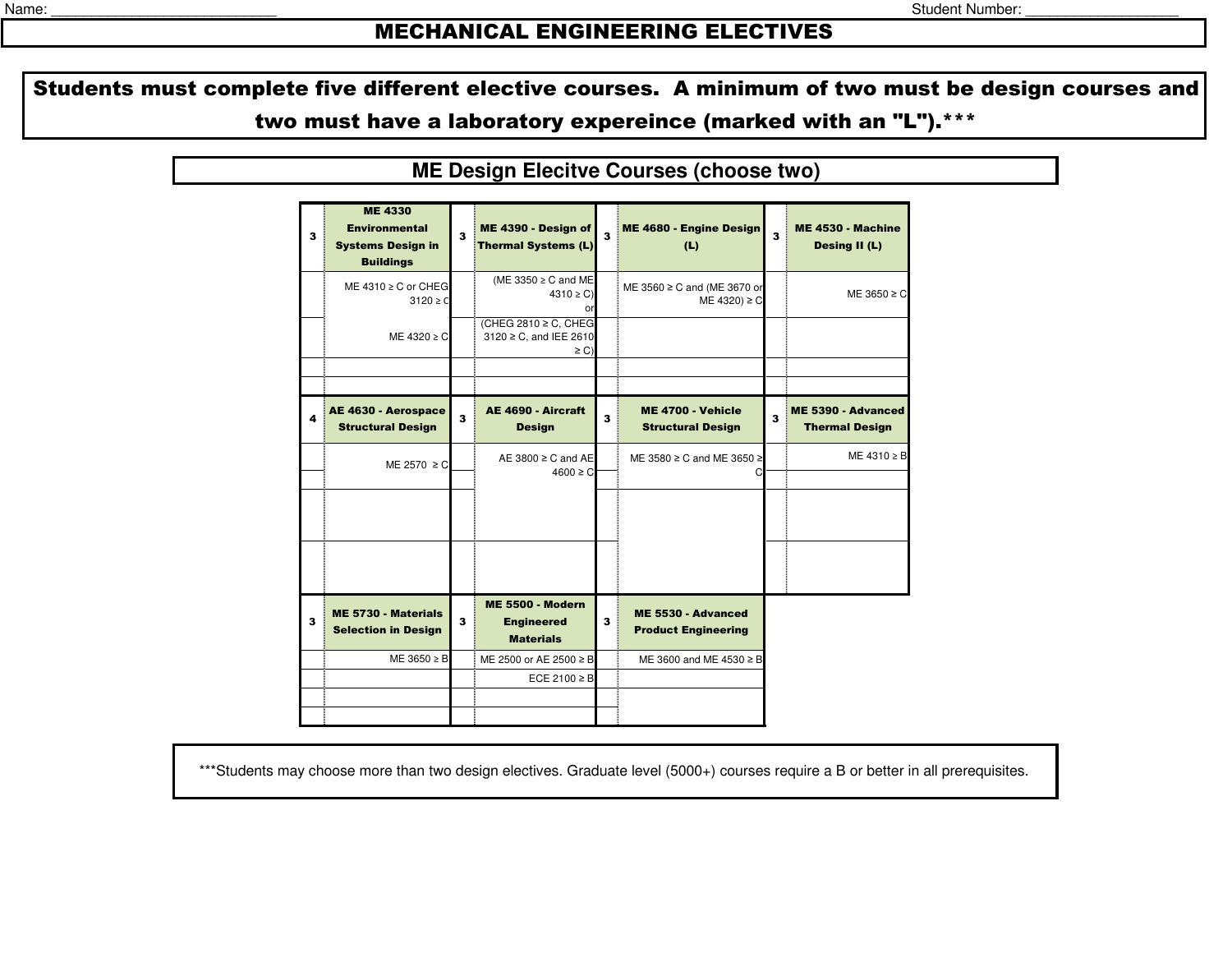Name: ___________________________ Student Number: ___________________

# MECHANICAL ENGINEERING ELECTIVES

**Students must complete five different elective courses. A minimum of two must be design courses and two must have a laboratory expereince (marked with an "L").*****

## ME Design Elecitve Courses (choose two)

| Credits | Course | Credits | Course | Credits | Course | Credits | Course |
|---|---|---|---|---|---|---|---|
| 3 | **ME 4330 Environmental Systems Design in Buildings** | 3 | **ME 4390 - Design of Thermal Systems (L)** | 3 | **ME 4680 - Engine Design (L)** | 3 | **ME 4530 - Machine Desing II (L)** |
| | ME 4310 ≥ C or CHEG 3120 ≥ C | | (ME 3350 ≥ C and ME 4310 ≥ C) or | | ME 3560 ≥ C and (ME 3670 or ME 4320) ≥ C | | ME 3650 ≥ C |
| | ME 4320 ≥ C | | (CHEG 2810 ≥ C, CHEG 3120 ≥ C, and IEE 2610 ≥ C) | | | | |
| 4 | **AE 4630 - Aerospace Structural Design** | 3 | **AE 4690 - Aircraft Design** | 3 | **ME 4700 - Vehicle Structural Design** | 3 | **ME 5390 - Advanced Thermal Design** |
| | ME 2570 ≥ C | | AE 3800 ≥ C and AE 4600 ≥ C | | ME 3580 ≥ C and ME 3650 ≥ C | | ME 4310 ≥ B |
| 3 | **ME 5730 - Materials Selection in Design** | 3 | **ME 5500 - Modern Engineered Materials** | 3 | **ME 5530 - Advanced Product Engineering** | | |
| | ME 3650 ≥ B | | ME 2500 or AE 2500 ≥ B | | ME 3600 and ME 4530 ≥ B | | |
| | | | ECE 2100 ≥ B | | | | |

***Students may choose more than two design electives. Graduate level (5000+) courses require a B or better in all prerequisites.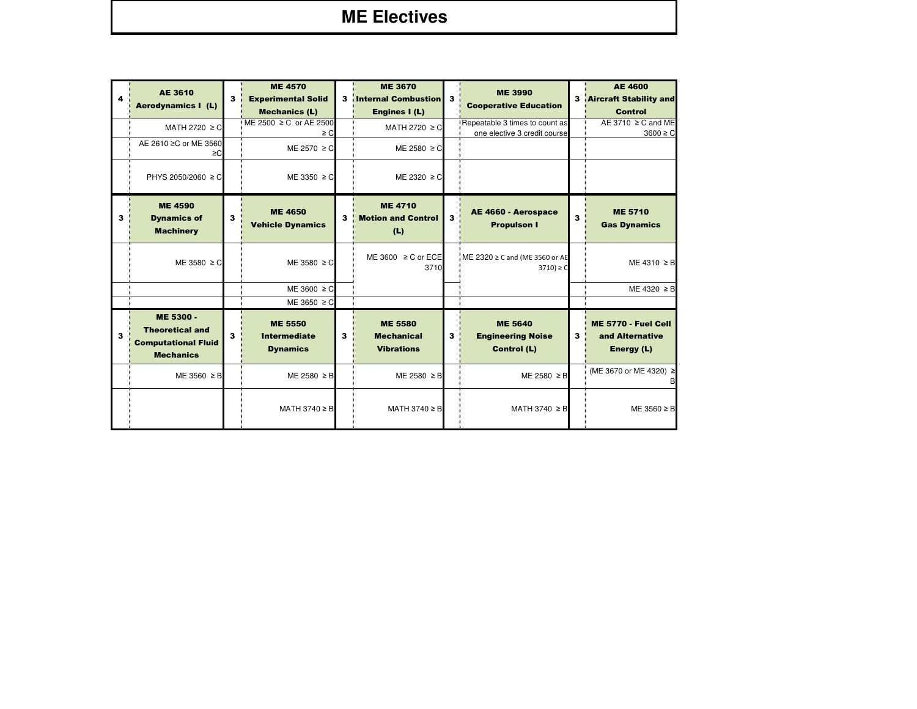# ME Electives

| | | | | | | | | | |
|---|---|---|---|---|---|---|---|---|---|
| 4 | **AE 3610 Aerodynamics I (L)** | 3 | **ME 4570 Experimental Solid Mechanics (L)** | 3 | **ME 3670 Internal Combustion Engines I (L)** | 3 | **ME 3990 Cooperative Education** | 3 | **AE 4600 Aircraft Stability and Control** |
| | MATH 2720 ≥ C | | ME 2500 ≥ C or AE 2500 ≥ C | | MATH 2720 ≥ C | | Repeatable 3 times to count as one elective 3 credit course | | AE 3710 ≥ C and ME 3600 ≥ C |
| | AE 2610 ≥C or ME 3560 ≥C | | ME 2570 ≥ C | | ME 2580 ≥ C | | | | |
| | PHYS 2050/2060 ≥ C | | ME 3350 ≥ C | | ME 2320 ≥ C | | | | |
| 3 | **ME 4590 Dynamics of Machinery** | 3 | **ME 4650 Vehicle Dynamics** | 3 | **ME 4710 Motion and Control (L)** | 3 | **AE 4660 - Aerospace Propulson I** | 3 | **ME 5710 Gas Dynamics** |
| | ME 3580 ≥ C | | ME 3580 ≥ C | | ME 3600 ≥ C or ECE 3710 | | ME 2320 ≥ C and (ME 3560 or AE 3710) ≥ C | | ME 4310 ≥ B |
| | | | ME 3600 ≥ C | | | | | | ME 4320 ≥ B |
| | | | ME 3650 ≥ C | | | | | | |
| 3 | **ME 5300 - Theoretical and Computational Fluid Mechanics** | 3 | **ME 5550 Intermediate Dynamics** | 3 | **ME 5580 Mechanical Vibrations** | 3 | **ME 5640 Engineering Noise Control (L)** | 3 | **ME 5770 - Fuel Cell and Alternative Energy (L)** |
| | ME 3560 ≥ B | | ME 2580 ≥ B | | ME 2580 ≥ B | | ME 2580 ≥ B | | (ME 3670 or ME 4320) ≥ B |
| | | | MATH 3740 ≥ B | | MATH 3740 ≥ B | | MATH 3740 ≥ B | | ME 3560 ≥ B |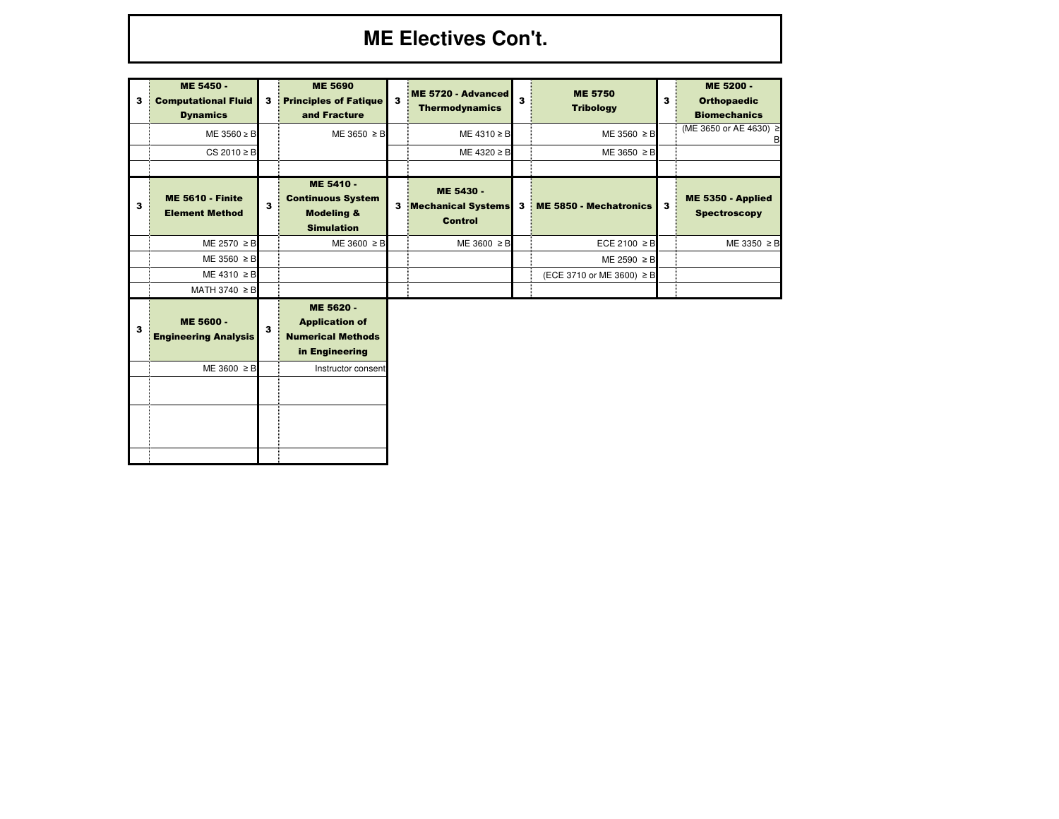# ME Electives Con't.

| | | | | | | | | | |
|---|---|---|---|---|---|---|---|---|---|
| 3 | **ME 5450 - Computational Fluid Dynamics** | 3 | **ME 5690 Principles of Fatique and Fracture** | 3 | **ME 5720 - Advanced Thermodynamics** | 3 | **ME 5750 Tribology** | 3 | **ME 5200 - Orthopaedic Biomechanics** |
| | ME 3560 ≥ B | | ME 3650 ≥ B | | ME 4310 ≥ B | | ME 3560 ≥ B | | (ME 3650 or AE 4630) ≥ B |
| | CS 2010 ≥ B | | | | ME 4320 ≥ B | | ME 3650 ≥ B | | |
| | | | | | | | | | |
| 3 | **ME 5610 - Finite Element Method** | 3 | **ME 5410 - Continuous System Modeling & Simulation** | 3 | **ME 5430 - Mechanical Systems Control** | 3 | **ME 5850 - Mechatronics** | 3 | **ME 5350 - Applied Spectroscopy** |
| | ME 2570 ≥ B | | ME 3600 ≥ B | | ME 3600 ≥ B | | ECE 2100 ≥ B | | ME 3350 ≥ B |
| | ME 3560 ≥ B | | | | | | ME 2590 ≥ B | | |
| | ME 4310 ≥ B | | | | | | (ECE 3710 or ME 3600) ≥ B | | |
| | MATH 3740 ≥ B | | | | | | | | |
| 3 | **ME 5600 - Engineering Analysis** | 3 | **ME 5620 - Application of Numerical Methods in Engineering** | | | | | | |
| | ME 3600 ≥ B | | Instructor consent | | | | | | |